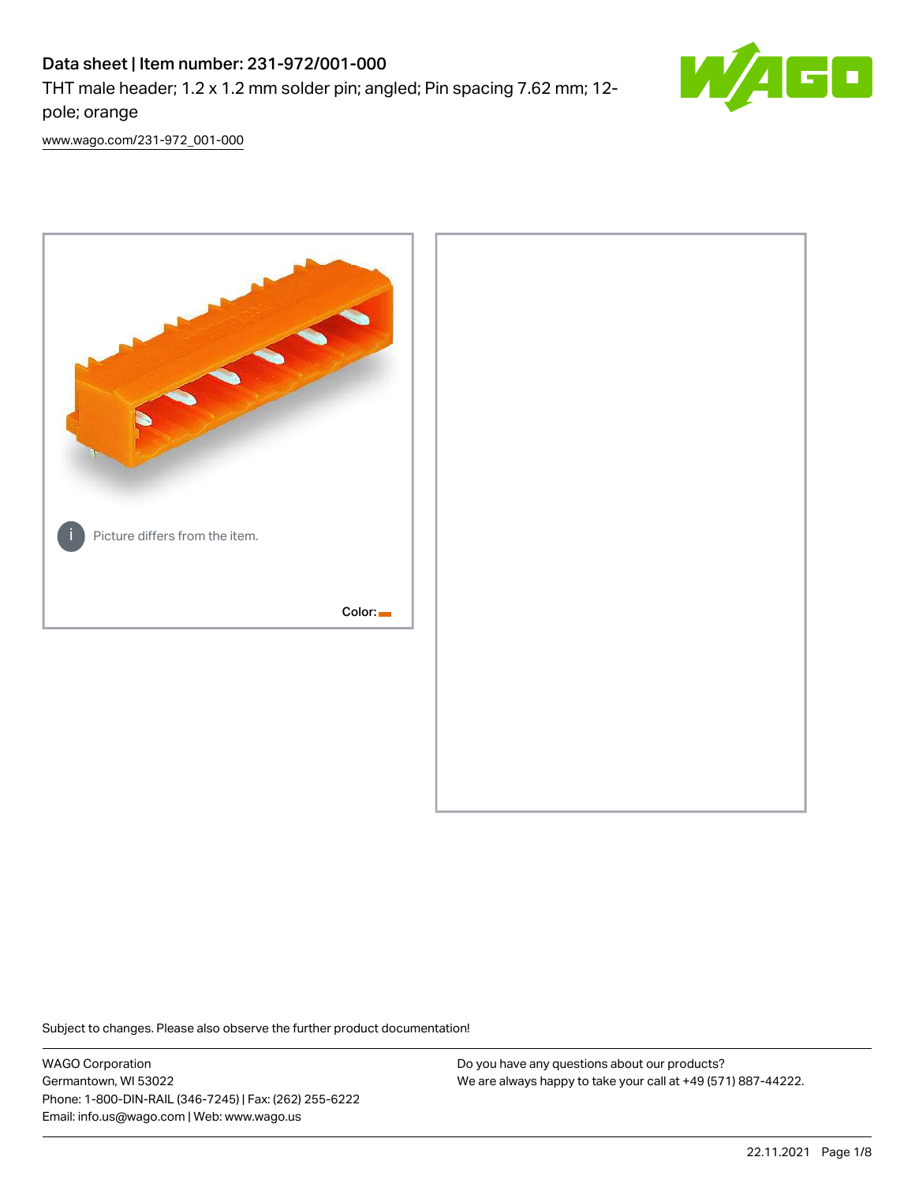# Data sheet | Item number: 231-972/001-000

THT male header; 1.2 x 1.2 mm solder pin; angled; Pin spacing 7.62 mm; 12-pole; orange

www.wago.com/231-972_001-000

Picture differs from the item.

Color:

Subject to changes. Please also observe the further product documentation!

WAGO Corporation
Germantown, WI 53022
Phone: 1-800-DIN-RAIL (346-7245) | Fax: (262) 255-6222
Email: info.us@wago.com | Web: www.wago.us

Do you have any questions about our products?
We are always happy to take your call at +49 (571) 887-44222.

22.11.2021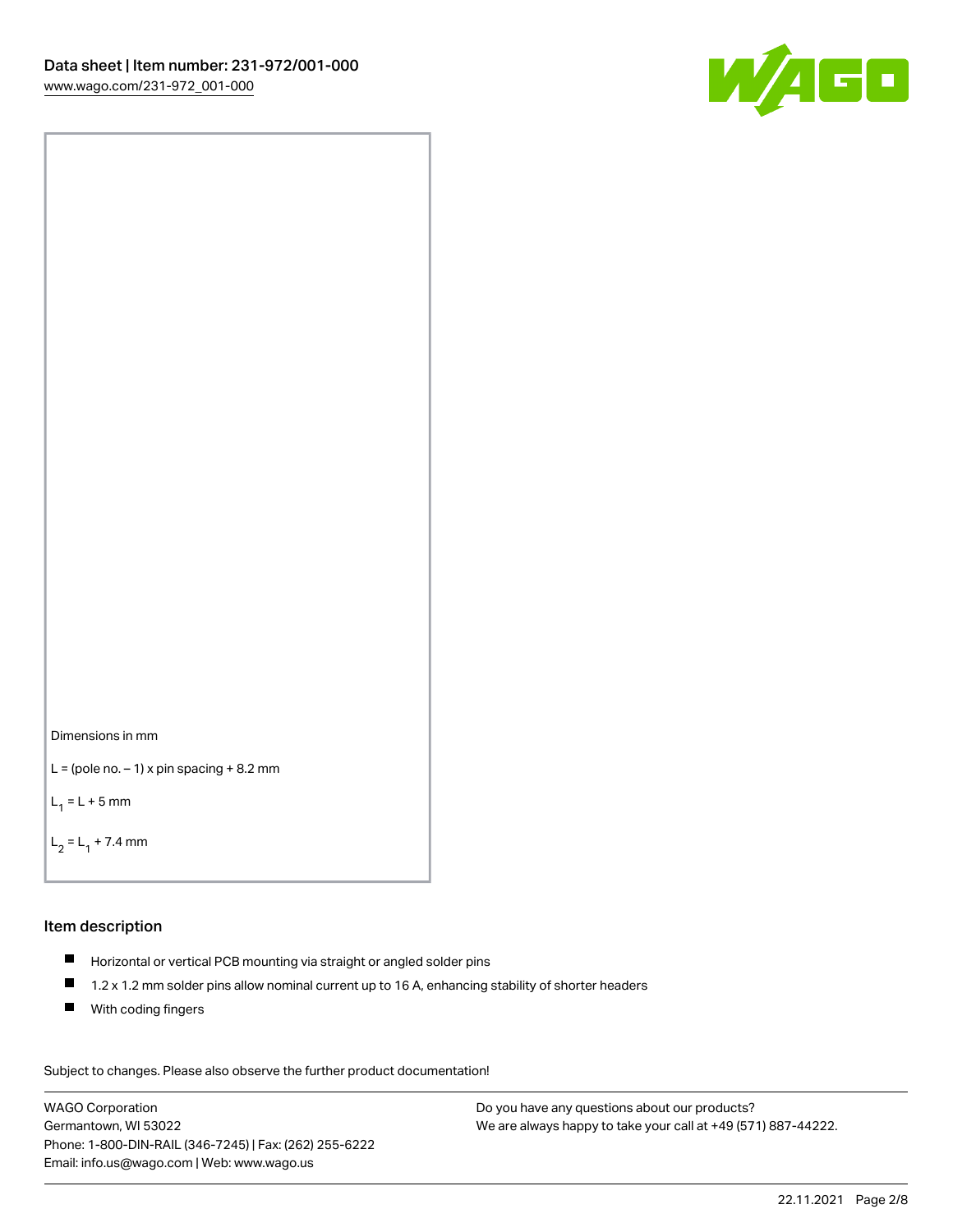Dimensions in mm

L = (pole no. – 1) x pin spacing + 8.2 mm

$L_1$ = L + 5 mm

$L_2$ = $L_1$ + 7.4 mm

## Item description

- Horizontal or vertical PCB mounting via straight or angled solder pins
- 1.2 x 1.2 mm solder pins allow nominal current up to 16 A, enhancing stability of shorter headers
- With coding fingers

Subject to changes. Please also observe the further product documentation!

WAGO Corporation
Germantown, WI 53022
Phone: 1-800-DIN-RAIL (346-7245) | Fax: (262) 255-6222
Email: info.us@wago.com | Web: www.wago.us

Do you have any questions about our products?
We are always happy to take your call at +49 (571) 887-44222.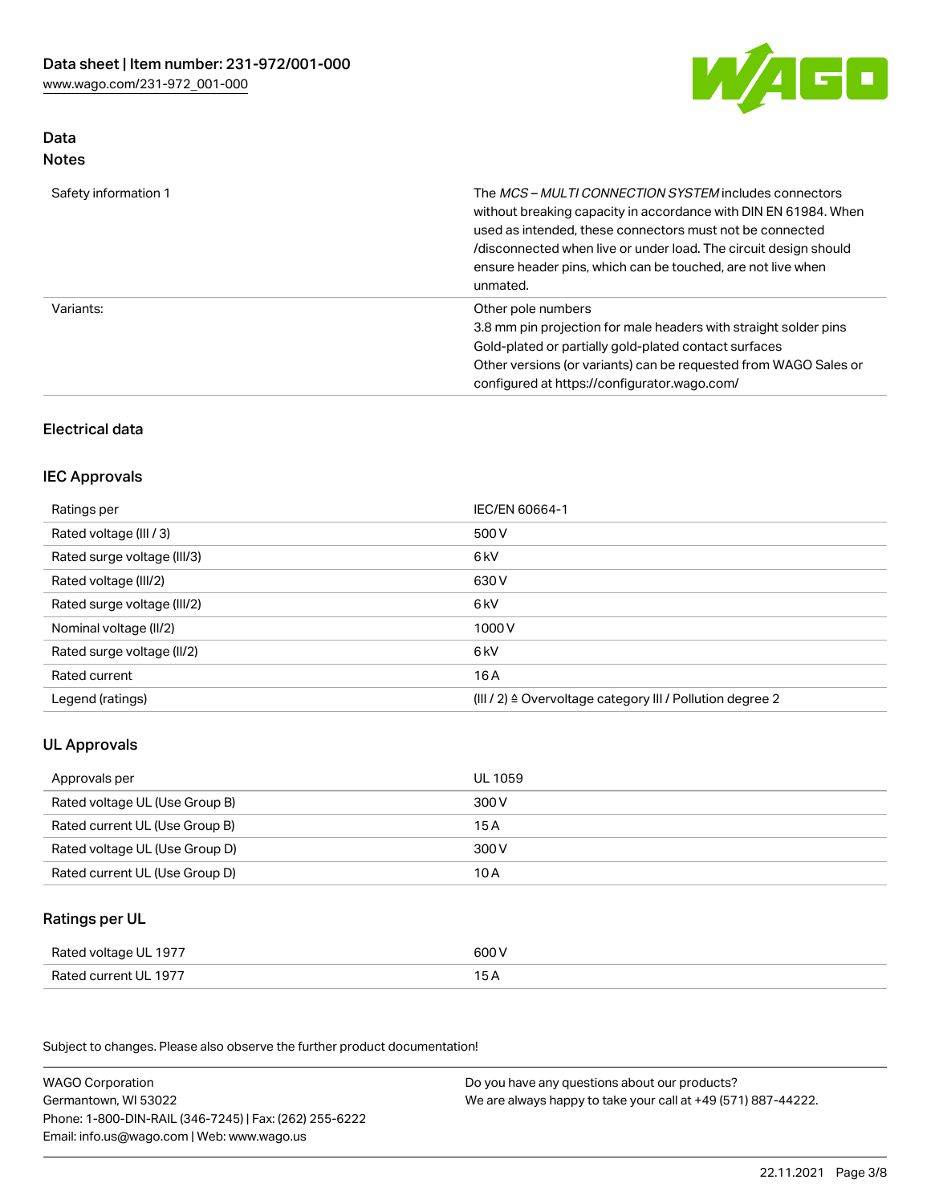## Data

### Notes

| | |
|---|---|
| Safety information 1 | The *MCS – MULTI CONNECTION SYSTEM* includes connectors without breaking capacity in accordance with DIN EN 61984. When used as intended, these connectors must not be connected /disconnected when live or under load. The circuit design should ensure header pins, which can be touched, are not live when unmated. |
| Variants: | Other pole numbers<br>3.8 mm pin projection for male headers with straight solder pins<br>Gold-plated or partially gold-plated contact surfaces<br>Other versions (or variants) can be requested from WAGO Sales or configured at https://configurator.wago.com/ |

## Electrical data

### IEC Approvals

| | |
|---|---|
| Ratings per | IEC/EN 60664-1 |
| Rated voltage (III / 3) | 500 V |
| Rated surge voltage (III/3) | 6 kV |
| Rated voltage (III/2) | 630 V |
| Rated surge voltage (III/2) | 6 kV |
| Nominal voltage (II/2) | 1000 V |
| Rated surge voltage (II/2) | 6 kV |
| Rated current | 16 A |
| Legend (ratings) | (III / 2) ≙ Overvoltage category III / Pollution degree 2 |

### UL Approvals

| | |
|---|---|
| Approvals per | UL 1059 |
| Rated voltage UL (Use Group B) | 300 V |
| Rated current UL (Use Group B) | 15 A |
| Rated voltage UL (Use Group D) | 300 V |
| Rated current UL (Use Group D) | 10 A |

### Ratings per UL

| | |
|---|---|
| Rated voltage UL 1977 | 600 V |
| Rated current UL 1977 | 15 A |

Subject to changes. Please also observe the further product documentation!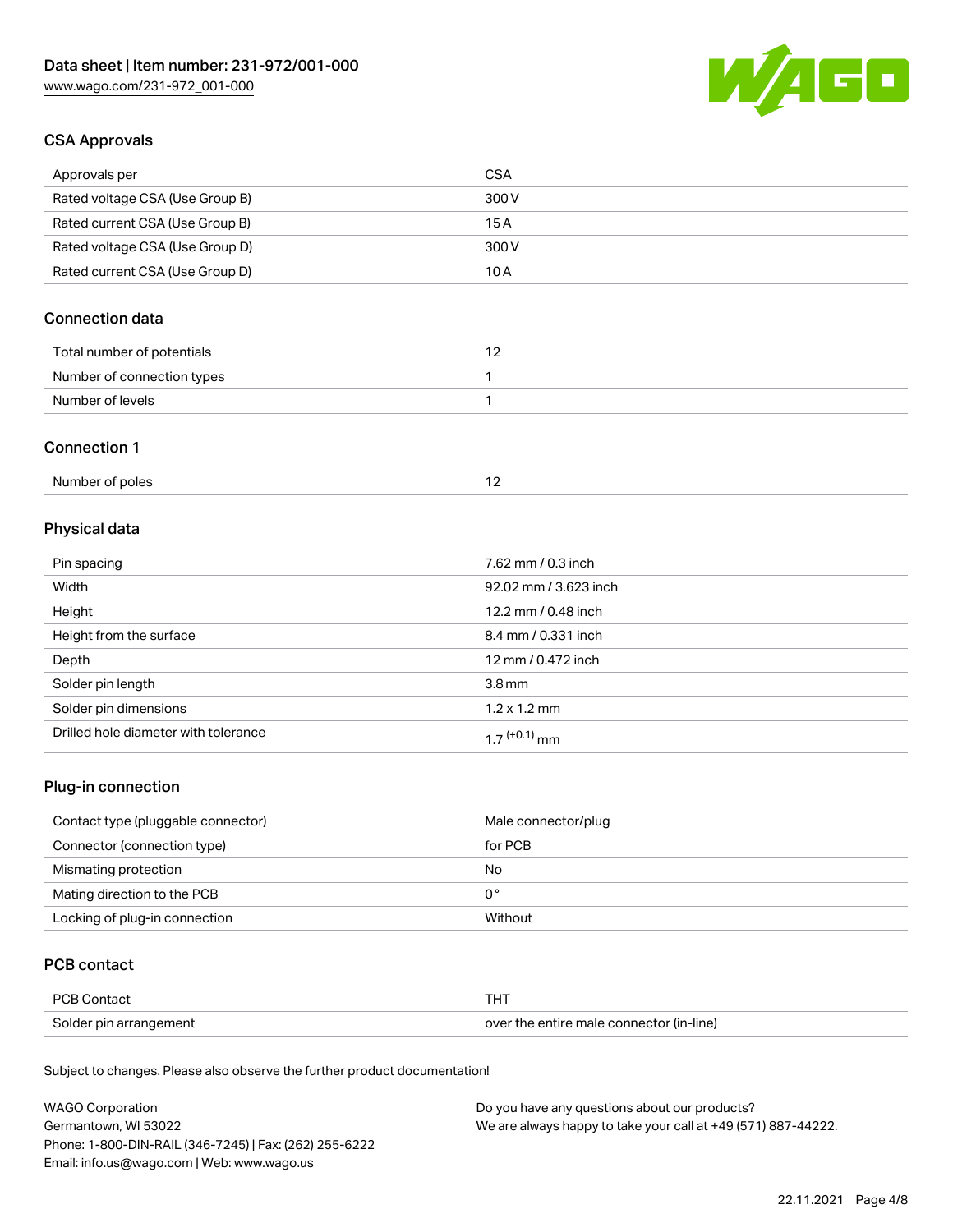## CSA Approvals

| | |
|---|---|
| Approvals per | CSA |
| Rated voltage CSA (Use Group B) | 300 V |
| Rated current CSA (Use Group B) | 15 A |
| Rated voltage CSA (Use Group D) | 300 V |
| Rated current CSA (Use Group D) | 10 A |

## Connection data

| | |
|---|---|
| Total number of potentials | 12 |
| Number of connection types | 1 |
| Number of levels | 1 |

## Connection 1

| | |
|---|---|
| Number of poles | 12 |

## Physical data

| | |
|---|---|
| Pin spacing | 7.62 mm / 0.3 inch |
| Width | 92.02 mm / 3.623 inch |
| Height | 12.2 mm / 0.48 inch |
| Height from the surface | 8.4 mm / 0.331 inch |
| Depth | 12 mm / 0.472 inch |
| Solder pin length | 3.8 mm |
| Solder pin dimensions | 1.2 x 1.2 mm |
| Drilled hole diameter with tolerance | $1.7^{(+0.1)}$ mm |

## Plug-in connection

| | |
|---|---|
| Contact type (pluggable connector) | Male connector/plug |
| Connector (connection type) | for PCB |
| Mismating protection | No |
| Mating direction to the PCB | 0 ° |
| Locking of plug-in connection | Without |

## PCB contact

| | |
|---|---|
| PCB Contact | THT |
| Solder pin arrangement | over the entire male connector (in-line) |

Subject to changes. Please also observe the further product documentation!

WAGO Corporation
Germantown, WI 53022
Phone: 1-800-DIN-RAIL (346-7245) | Fax: (262) 255-6222
Email: info.us@wago.com | Web: www.wago.us

Do you have any questions about our products?
We are always happy to take your call at +49 (571) 887-44222.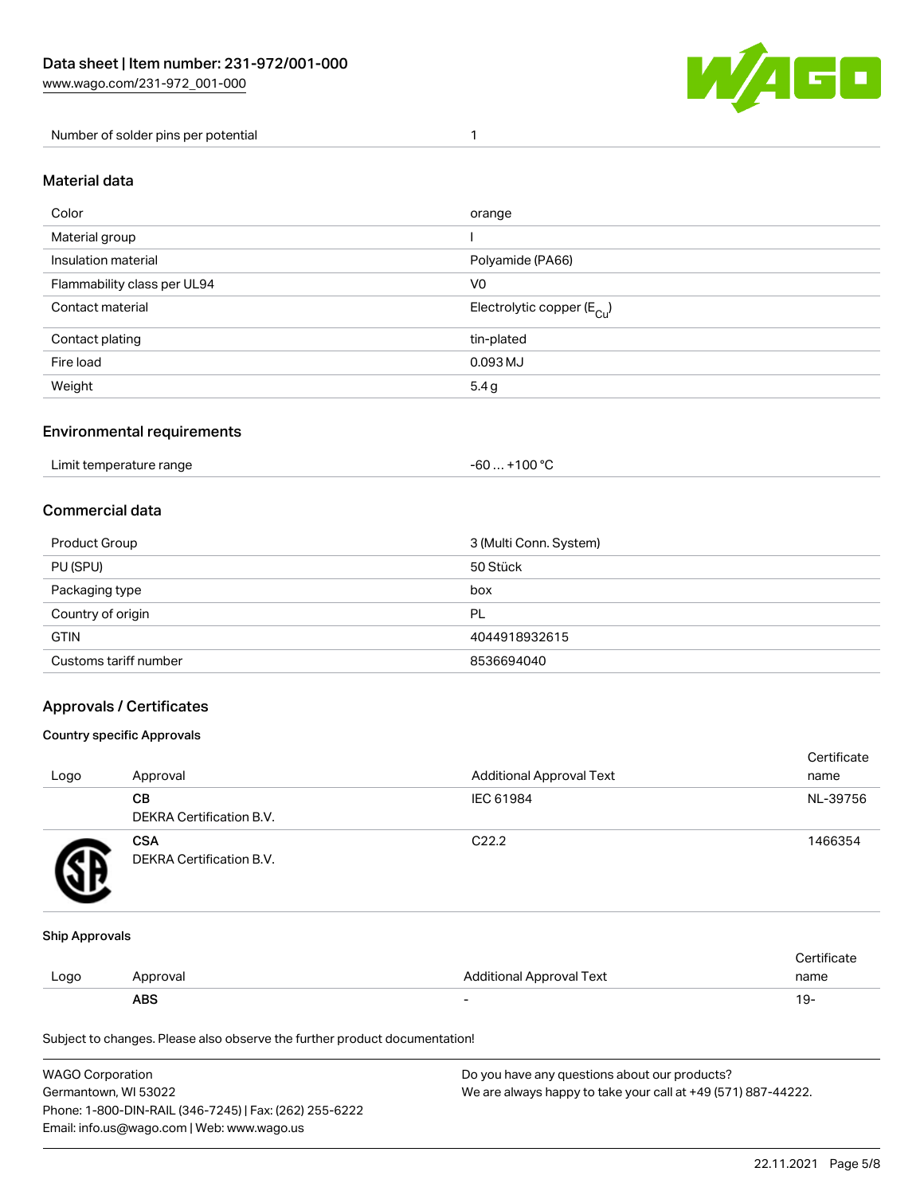| Number of solder pins per potential | 1 |
| --- | --- |

## Material data

| Color | orange |
| --- | --- |
| Material group | I |
| Insulation material | Polyamide (PA66) |
| Flammability class per UL94 | V0 |
| Contact material | Electrolytic copper ($E_{Cu}$) |
| Contact plating | tin-plated |
| Fire load | 0.093 MJ |
| Weight | 5.4 g |

## Environmental requirements

| Limit temperature range | -60 … +100 °C |
| --- | --- |

## Commercial data

| Product Group | 3 (Multi Conn. System) |
| --- | --- |
| PU (SPU) | 50 Stück |
| Packaging type | box |
| Country of origin | PL |
| GTIN | 4044918932615 |
| Customs tariff number | 8536694040 |

## Approvals / Certificates

### Country specific Approvals

| Logo | Approval | Additional Approval Text | Certificate name |
| --- | --- | --- | --- |
| | **CB**<br>DEKRA Certification B.V. | IEC 61984 | NL-39756 |
| | **CSA**<br>DEKRA Certification B.V. | C22.2 | 1466354 |

### Ship Approvals

| Logo | Approval | Additional Approval Text | Certificate name |
| --- | --- | --- | --- |
| | **ABS** | - | 19- |

Subject to changes. Please also observe the further product documentation!

WAGO Corporation
Germantown, WI 53022
Phone: 1-800-DIN-RAIL (346-7245) | Fax: (262) 255-6222
Email: info.us@wago.com | Web: www.wago.us

Do you have any questions about our products?
We are always happy to take your call at +49 (571) 887-44222.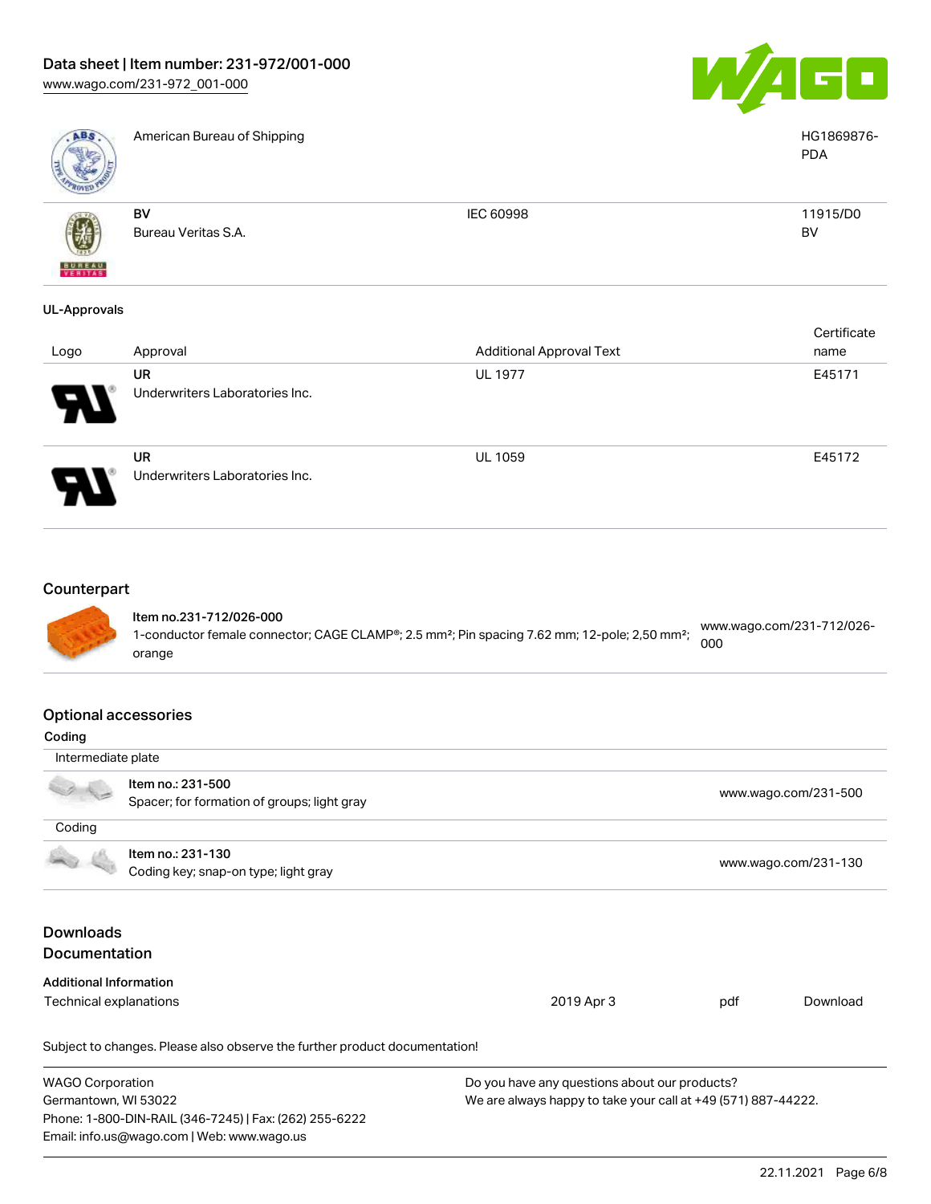| | | | |
|---|---|---|---|
| | American Bureau of Shipping | | HG1869876-PDA |
| | BV<br>Bureau Veritas S.A. | IEC 60998 | 11915/D0 BV |

### UL-Approvals

| Logo | Approval | Additional Approval Text | Certificate name |
|---|---|---|---|
| | UR<br>Underwriters Laboratories Inc. | UL 1977 | E45171 |
| | UR<br>Underwriters Laboratories Inc. | UL 1059 | E45172 |

## Counterpart

| | | |
|---|---|---|
| | **Item no.231-712/026-000**<br>1-conductor female connector; CAGE CLAMP®; 2.5 mm²; Pin spacing 7.62 mm; 12-pole; 2,50 mm²; orange | www.wago.com/231-712/026-000 |

## Optional accessories

### Coding

| | | |
|---|---|---|
| Intermediate plate | | |
| | Item no.: 231-500<br>Spacer; for formation of groups; light gray | www.wago.com/231-500 |
| Coding | | |
| | Item no.: 231-130<br>Coding key; snap-on type; light gray | www.wago.com/231-130 |

## Downloads

## Documentation

### Additional Information

| | | | |
|---|---|---|---|
| Technical explanations | 2019 Apr 3 | pdf | Download |

Subject to changes. Please also observe the further product documentation!

WAGO Corporation
Germantown, WI 53022
Phone: 1-800-DIN-RAIL (346-7245) | Fax: (262) 255-6222
Email: info.us@wago.com | Web: www.wago.us

Do you have any questions about our products?
We are always happy to take your call at +49 (571) 887-44222.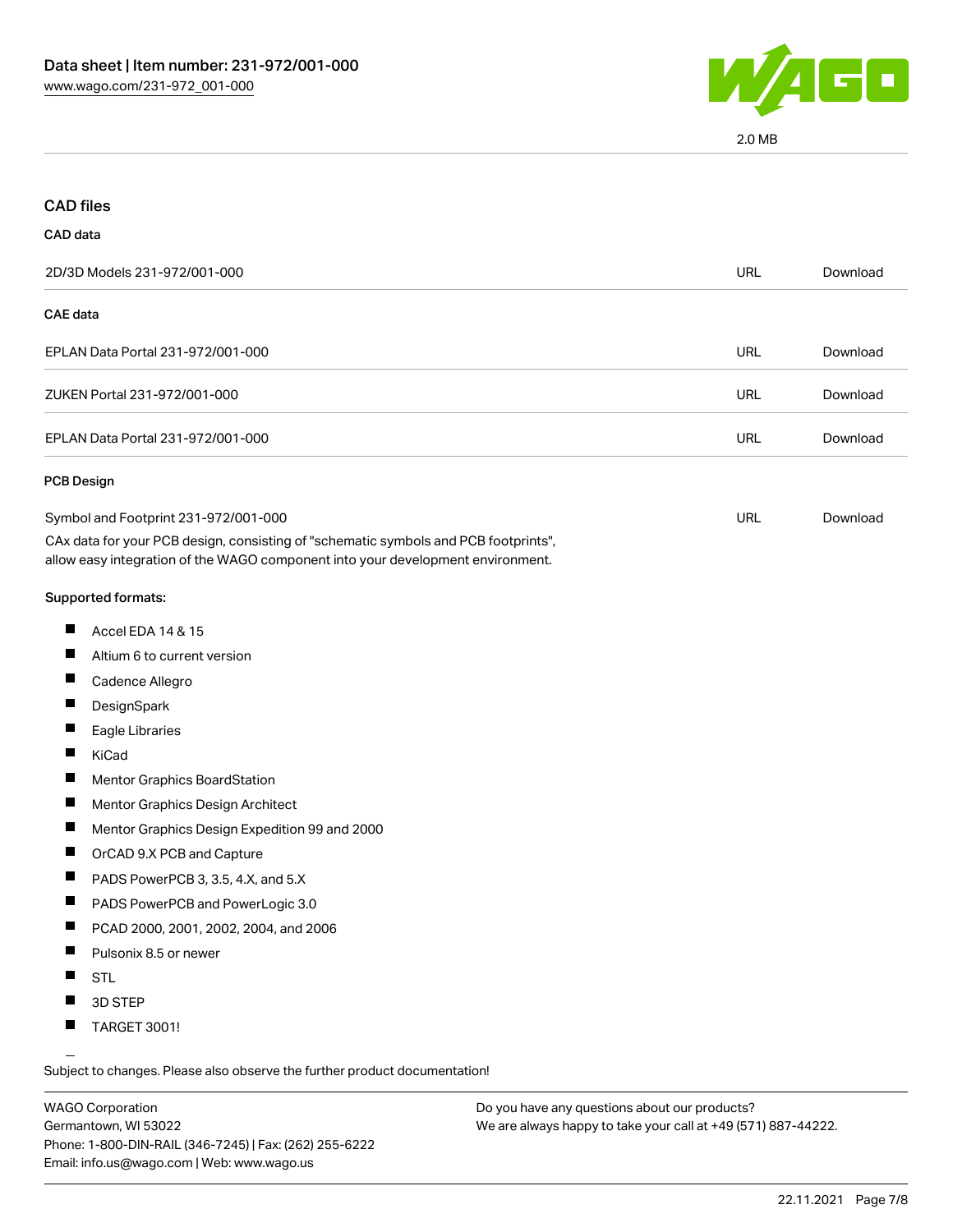2.0 MB

## CAD files

### CAD data

| 2D/3D Models 231-972/001-000 | URL | Download |
| --- | --- | --- |

### CAE data

| | | |
| --- | --- | --- |
| EPLAN Data Portal 231-972/001-000 | URL | Download |
| ZUKEN Portal 231-972/001-000 | URL | Download |
| EPLAN Data Portal 231-972/001-000 | URL | Download |

### PCB Design

| Symbol and Footprint 231-972/001-000 | URL | Download |
| --- | --- | --- |

CAx data for your PCB design, consisting of "schematic symbols and PCB footprints", allow easy integration of the WAGO component into your development environment.

Supported formats:

- Accel EDA 14 & 15
- Altium 6 to current version
- Cadence Allegro
- DesignSpark
- Eagle Libraries
- KiCad
- Mentor Graphics BoardStation
- Mentor Graphics Design Architect
- Mentor Graphics Design Expedition 99 and 2000
- OrCAD 9.X PCB and Capture
- PADS PowerPCB 3, 3.5, 4.X, and 5.X
- PADS PowerPCB and PowerLogic 3.0
- PCAD 2000, 2001, 2002, 2004, and 2006
- Pulsonix 8.5 or newer
- STL
- 3D STEP
- TARGET 3001!

Subject to changes. Please also observe the further product documentation!

WAGO Corporation
Germantown, WI 53022
Phone: 1-800-DIN-RAIL (346-7245) | Fax: (262) 255-6222
Email: info.us@wago.com | Web: www.wago.us

Do you have any questions about our products?
We are always happy to take your call at +49 (571) 887-44222.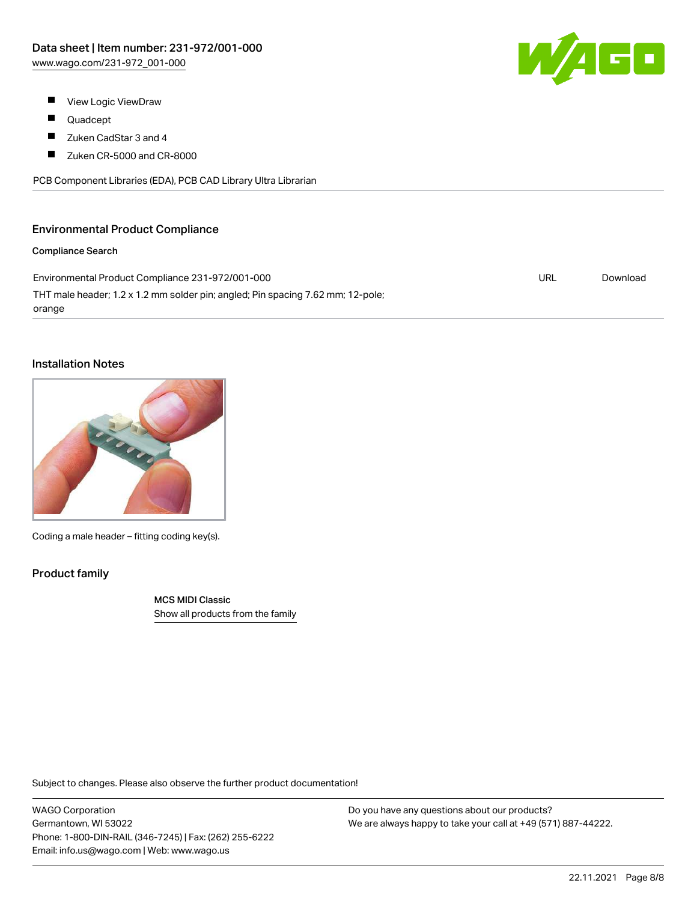- View Logic ViewDraw
- Quadcept
- Zuken CadStar 3 and 4
- Zuken CR-5000 and CR-8000

PCB Component Libraries (EDA), PCB CAD Library Ultra Librarian

## Environmental Product Compliance

### Compliance Search

| | | |
|---|---|---|
| Environmental Product Compliance 231-972/001-000<br>THT male header; 1.2 x 1.2 mm solder pin; angled; Pin spacing 7.62 mm; 12-pole; orange | URL | Download |

## Installation Notes

Coding a male header – fitting coding key(s).

## Product family

MCS MIDI Classic
Show all products from the family

Subject to changes. Please also observe the further product documentation!

WAGO Corporation
Germantown, WI 53022
Phone: 1-800-DIN-RAIL (346-7245) | Fax: (262) 255-6222
Email: info.us@wago.com | Web: www.wago.us

Do you have any questions about our products?
We are always happy to take your call at +49 (571) 887-44222.